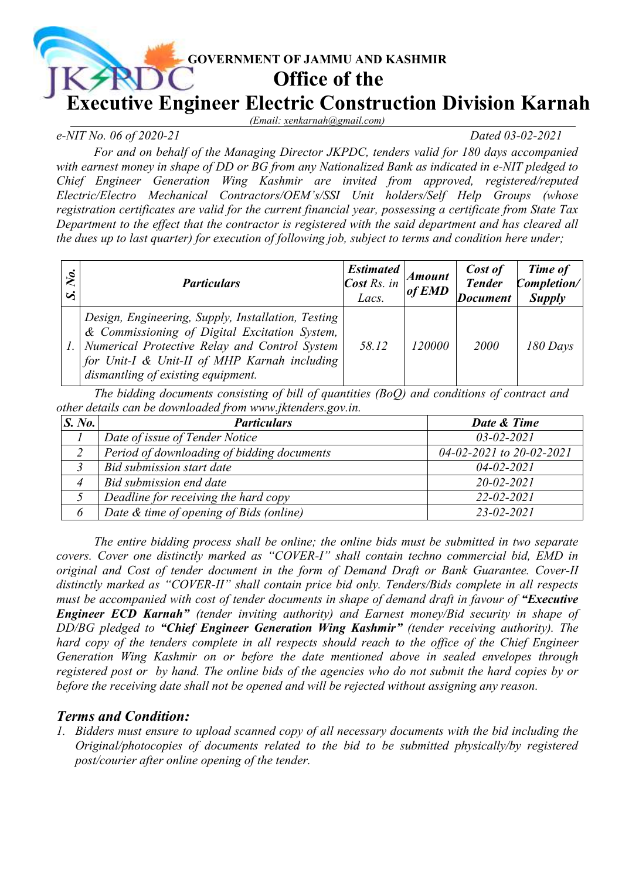# GOVERNMENT OF JAMMU AND KASHMIR

## Office of the

# Executive Engineer Electric Construction Division Karnah

*(Email: xenkarnah@gmail.com)*

*e-NIT No. 06 of 2020-21* *Dated 03-02-2021*

*For and on behalf of the Managing Director JKPDC, tenders valid for 180 days accompanied with earnest money in shape of DD or BG from any Nationalized Bank as indicated in e-NIT pledged to Chief Engineer Generation Wing Kashmir are invited from approved, registered/reputed Electric/Electro Mechanical Contractors/OEM's/SSI Unit holders/Self Help Groups (whose registration certificates are valid for the current financial year, possessing a certificate from State Tax Department to the effect that the contractor is registered with the said department and has cleared all the dues up to last quarter) for execution of following job, subject to terms and condition here under;*

| *S. No.* | ***Particulars*** | ***Estimated Cost** Rs. in Lacs.* | ***Amount of EMD*** | ***Cost of Tender Document*** | ***Time of Completion/ Supply*** |
|---|---|---|---|---|---|
| *1.* | *Design, Engineering, Supply, Installation, Testing & Commissioning of Digital Excitation System, Numerical Protective Relay and Control System for Unit-I & Unit-II of MHP Karnah including dismantling of existing equipment.* | *58.12* | *120000* | *2000* | *180 Days* |

*The bidding documents consisting of bill of quantities (BoQ) and conditions of contract and other details can be downloaded from www.jktenders.gov.in.*

| ***S. No.*** | ***Particulars*** | ***Date & Time*** |
|---|---|---|
| *1* | *Date of issue of Tender Notice* | *03-02-2021* |
| *2* | *Period of downloading of bidding documents* | *04-02-2021 to 20-02-2021* |
| *3* | *Bid submission start date* | *04-02-2021* |
| *4* | *Bid submission end date* | *20-02-2021* |
| *5* | *Deadline for receiving the hard copy* | *22-02-2021* |
| *6* | *Date & time of opening of Bids (online)* | *23-02-2021* |

*The entire bidding process shall be online; the online bids must be submitted in two separate covers. Cover one distinctly marked as "COVER-I" shall contain techno commercial bid, EMD in original and Cost of tender document in the form of Demand Draft or Bank Guarantee. Cover-II distinctly marked as "COVER-II" shall contain price bid only. Tenders/Bids complete in all respects must be accompanied with cost of tender documents in shape of demand draft in favour of **"Executive Engineer ECD Karnah"** (tender inviting authority) and Earnest money/Bid security in shape of DD/BG pledged to **"Chief Engineer Generation Wing Kashmir"** (tender receiving authority). The hard copy of the tenders complete in all respects should reach to the office of the Chief Engineer Generation Wing Kashmir on or before the date mentioned above in sealed envelopes through registered post or by hand. The online bids of the agencies who do not submit the hard copies by or before the receiving date shall not be opened and will be rejected without assigning any reason.*

## *Terms and Condition:*

1. *Bidders must ensure to upload scanned copy of all necessary documents with the bid including the Original/photocopies of documents related to the bid to be submitted physically/by registered post/courier after online opening of the tender.*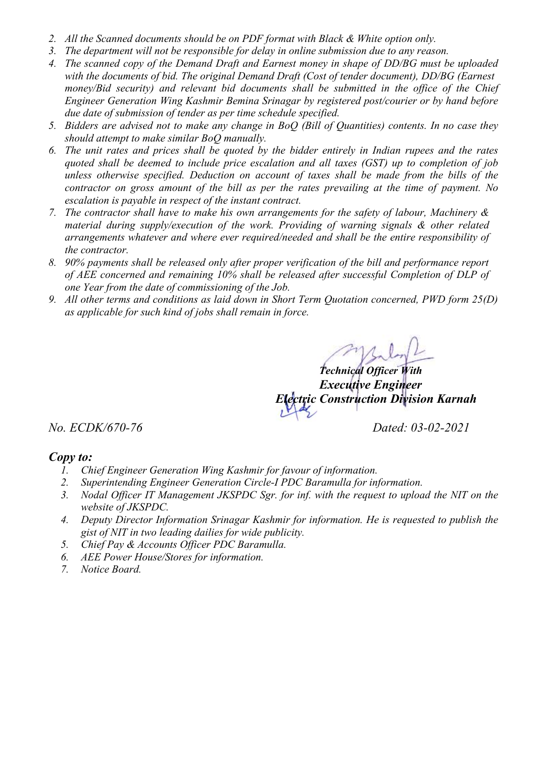2. *All the Scanned documents should be on PDF format with Black & White option only.*
3. *The department will not be responsible for delay in online submission due to any reason.*
4. *The scanned copy of the Demand Draft and Earnest money in shape of DD/BG must be uploaded with the documents of bid. The original Demand Draft (Cost of tender document), DD/BG (Earnest money/Bid security) and relevant bid documents shall be submitted in the office of the Chief Engineer Generation Wing Kashmir Bemina Srinagar by registered post/courier or by hand before due date of submission of tender as per time schedule specified.*
5. *Bidders are advised not to make any change in BoQ (Bill of Quantities) contents. In no case they should attempt to make similar BoQ manually.*
6. *The unit rates and prices shall be quoted by the bidder entirely in Indian rupees and the rates quoted shall be deemed to include price escalation and all taxes (GST) up to completion of job unless otherwise specified. Deduction on account of taxes shall be made from the bills of the contractor on gross amount of the bill as per the rates prevailing at the time of payment. No escalation is payable in respect of the instant contract.*
7. *The contractor shall have to make his own arrangements for the safety of labour, Machinery & material during supply/execution of the work. Providing of warning signals & other related arrangements whatever and where ever required/needed and shall be the entire responsibility of the contractor.*
8. *90% payments shall be released only after proper verification of the bill and performance report of AEE concerned and remaining 10% shall be released after successful Completion of DLP of one Year from the date of commissioning of the Job.*
9. *All other terms and conditions as laid down in Short Term Quotation concerned, PWD form 25(D) as applicable for such kind of jobs shall remain in force.*

***Technical Officer With***
***Executive Engineer***
***Electric Construction Division Karnah***

*No. ECDK/670-76* *Dated: 03-02-2021*

### *Copy to:*

1. *Chief Engineer Generation Wing Kashmir for favour of information.*
2. *Superintending Engineer Generation Circle-I PDC Baramulla for information.*
3. *Nodal Officer IT Management JKSPDC Sgr. for inf. with the request to upload the NIT on the website of JKSPDC.*
4. *Deputy Director Information Srinagar Kashmir for information. He is requested to publish the gist of NIT in two leading dailies for wide publicity.*
5. *Chief Pay & Accounts Officer PDC Baramulla.*
6. *AEE Power House/Stores for information.*
7. *Notice Board.*